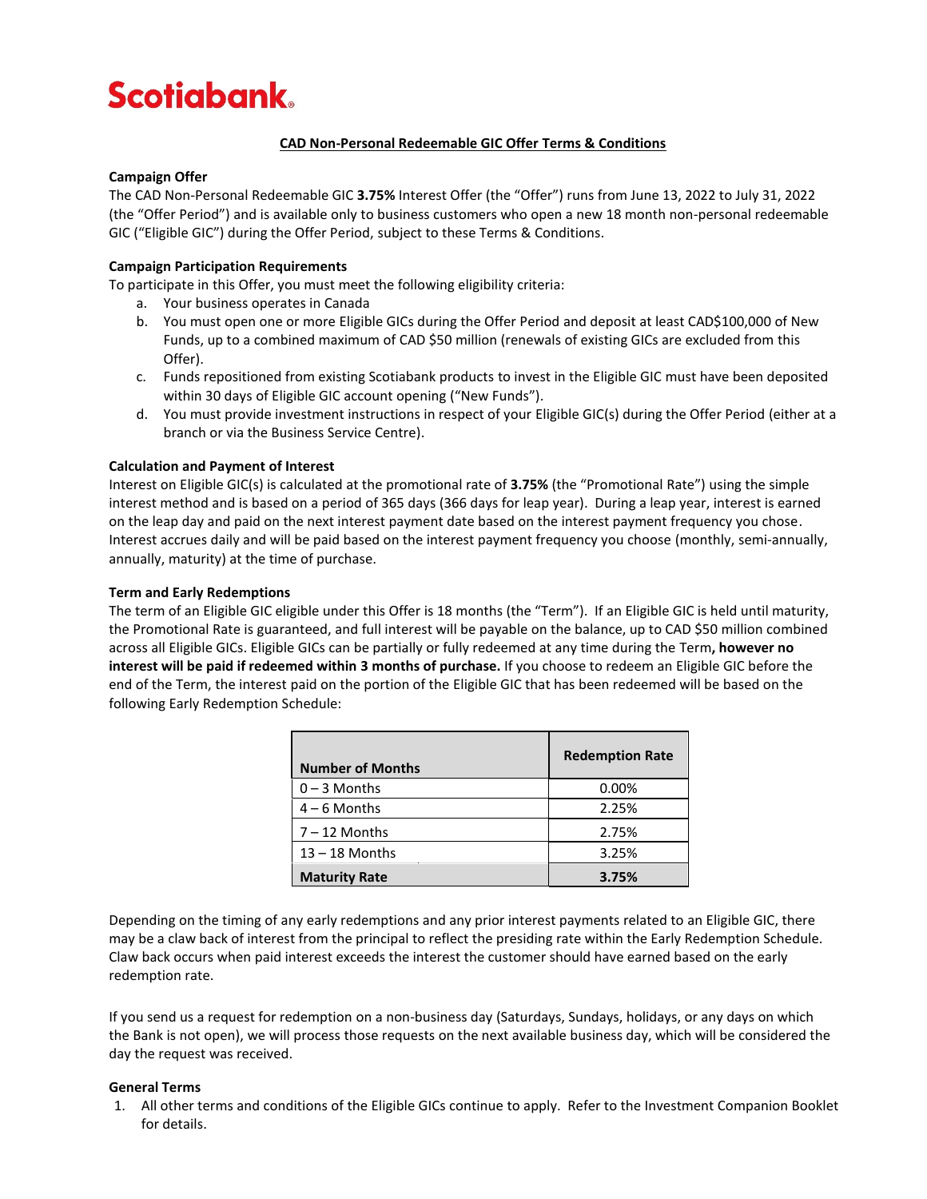# Scotiabank

## CAD Non-Personal Redeemable GIC Offer Terms & Conditions

### Campaign Offer

The CAD Non-Personal Redeemable GIC **3.75%** Interest Offer (the "Offer") runs from June 13, 2022 to July 31, 2022 (the "Offer Period") and is available only to business customers who open a new 18 month non-personal redeemable GIC ("Eligible GIC") during the Offer Period, subject to these Terms & Conditions.

### Campaign Participation Requirements

To participate in this Offer, you must meet the following eligibility criteria:

a. Your business operates in Canada
b. You must open one or more Eligible GICs during the Offer Period and deposit at least CAD$100,000 of New Funds, up to a combined maximum of CAD $50 million (renewals of existing GICs are excluded from this Offer).
c. Funds repositioned from existing Scotiabank products to invest in the Eligible GIC must have been deposited within 30 days of Eligible GIC account opening ("New Funds").
d. You must provide investment instructions in respect of your Eligible GIC(s) during the Offer Period (either at a branch or via the Business Service Centre).

### Calculation and Payment of Interest

Interest on Eligible GIC(s) is calculated at the promotional rate of **3.75%** (the "Promotional Rate") using the simple interest method and is based on a period of 365 days (366 days for leap year). During a leap year, interest is earned on the leap day and paid on the next interest payment date based on the interest payment frequency you chose. Interest accrues daily and will be paid based on the interest payment frequency you choose (monthly, semi-annually, annually, maturity) at the time of purchase.

### Term and Early Redemptions

The term of an Eligible GIC eligible under this Offer is 18 months (the "Term"). If an Eligible GIC is held until maturity, the Promotional Rate is guaranteed, and full interest will be payable on the balance, up to CAD $50 million combined across all Eligible GICs. Eligible GICs can be partially or fully redeemed at any time during the Term**, however no interest will be paid if redeemed within 3 months of purchase.** If you choose to redeem an Eligible GIC before the end of the Term, the interest paid on the portion of the Eligible GIC that has been redeemed will be based on the following Early Redemption Schedule:

| Number of Months | Redemption Rate |
|---|---|
| 0 – 3 Months | 0.00% |
| 4 – 6 Months | 2.25% |
| 7 – 12 Months | 2.75% |
| 13 – 18 Months | 3.25% |
| **Maturity Rate** | **3.75%** |

Depending on the timing of any early redemptions and any prior interest payments related to an Eligible GIC, there may be a claw back of interest from the principal to reflect the presiding rate within the Early Redemption Schedule. Claw back occurs when paid interest exceeds the interest the customer should have earned based on the early redemption rate.

If you send us a request for redemption on a non-business day (Saturdays, Sundays, holidays, or any days on which the Bank is not open), we will process those requests on the next available business day, which will be considered the day the request was received.

### General Terms

1. All other terms and conditions of the Eligible GICs continue to apply. Refer to the Investment Companion Booklet for details.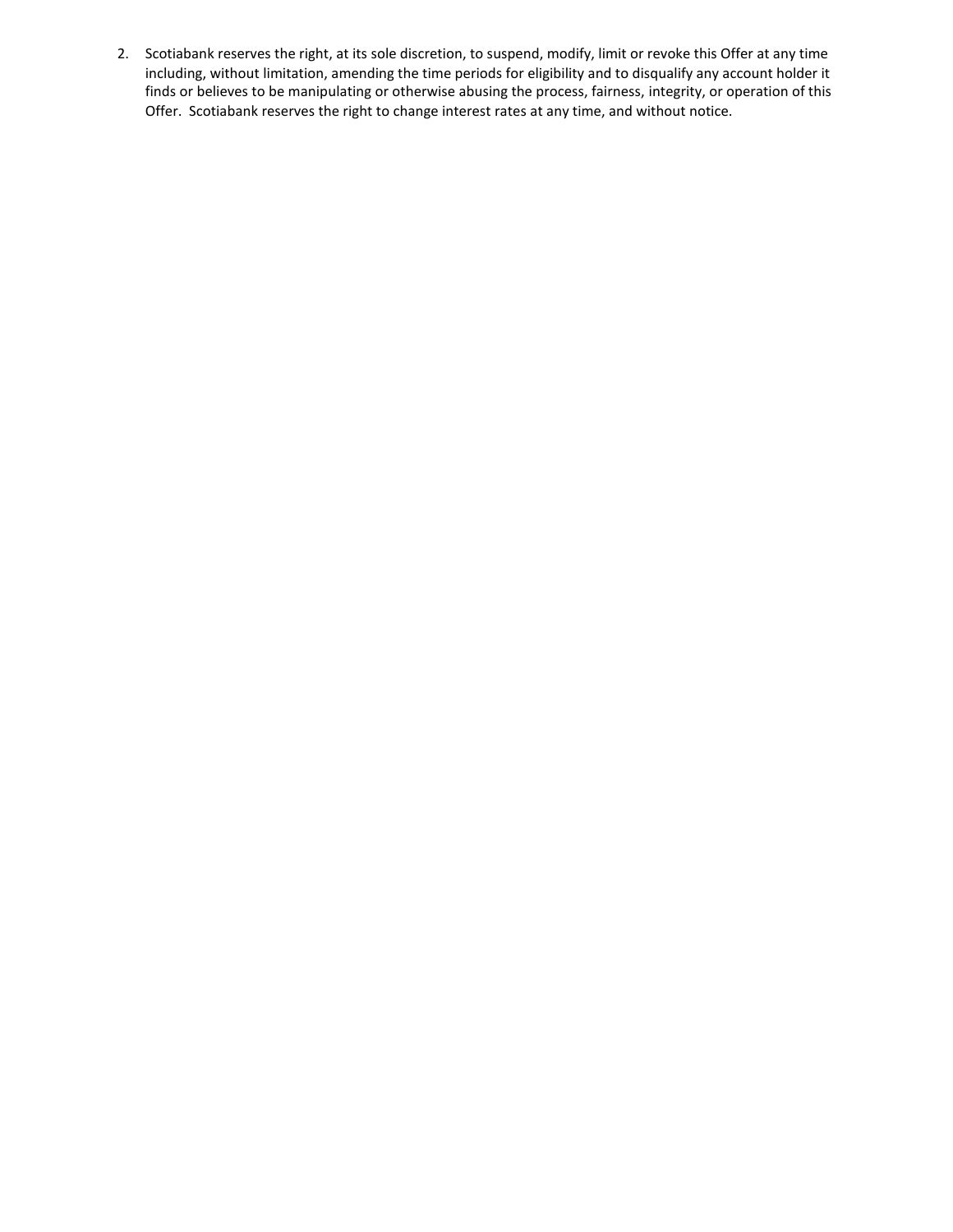2. Scotiabank reserves the right, at its sole discretion, to suspend, modify, limit or revoke this Offer at any time including, without limitation, amending the time periods for eligibility and to disqualify any account holder it finds or believes to be manipulating or otherwise abusing the process, fairness, integrity, or operation of this Offer. Scotiabank reserves the right to change interest rates at any time, and without notice.